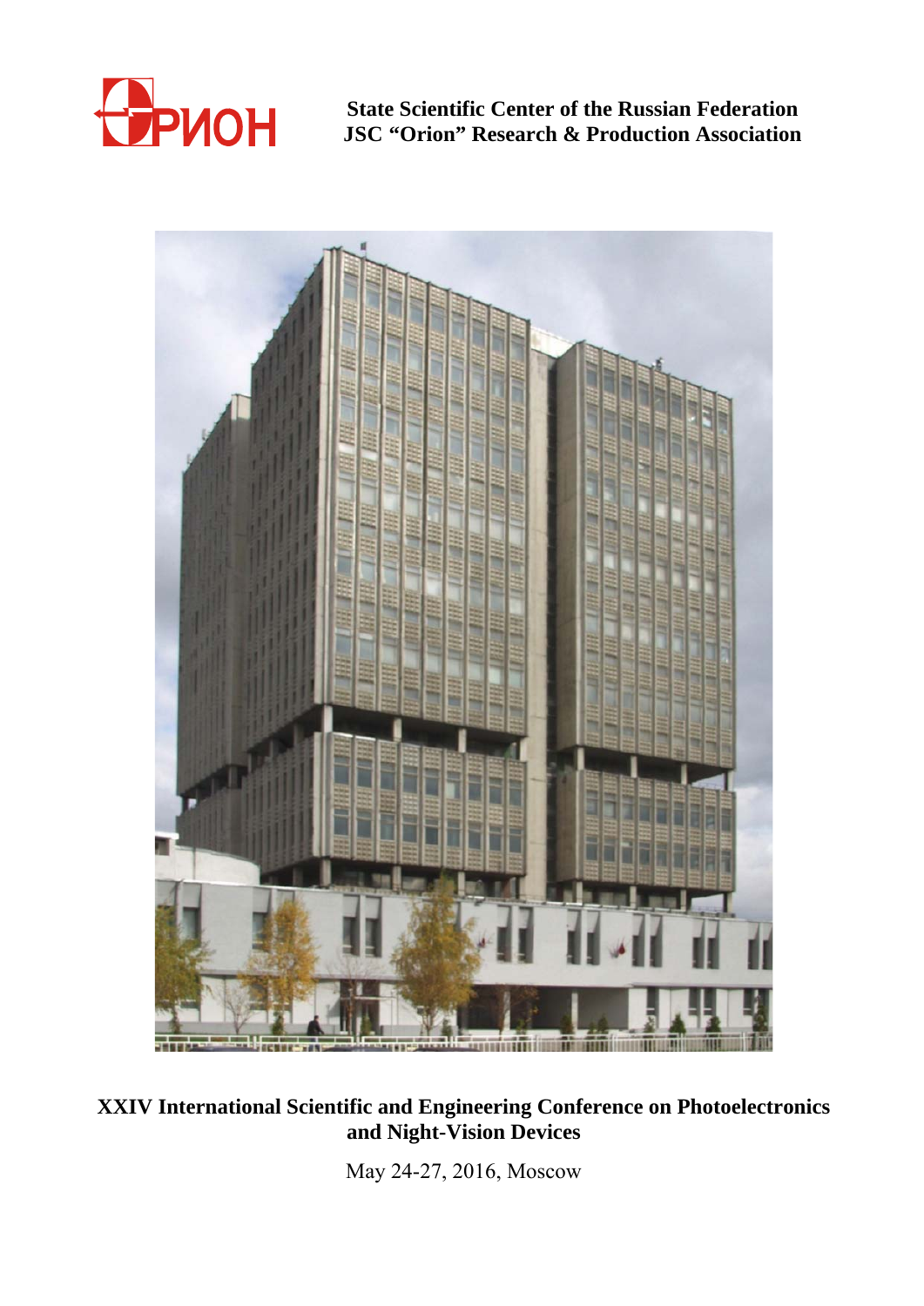ОРИОН

**State Scientific Center of the Russian Federation**
**JSC "Orion" Research & Production Association**

# XXIV International Scientific and Engineering Conference on Photoelectronics and Night-Vision Devices

May 24-27, 2016, Moscow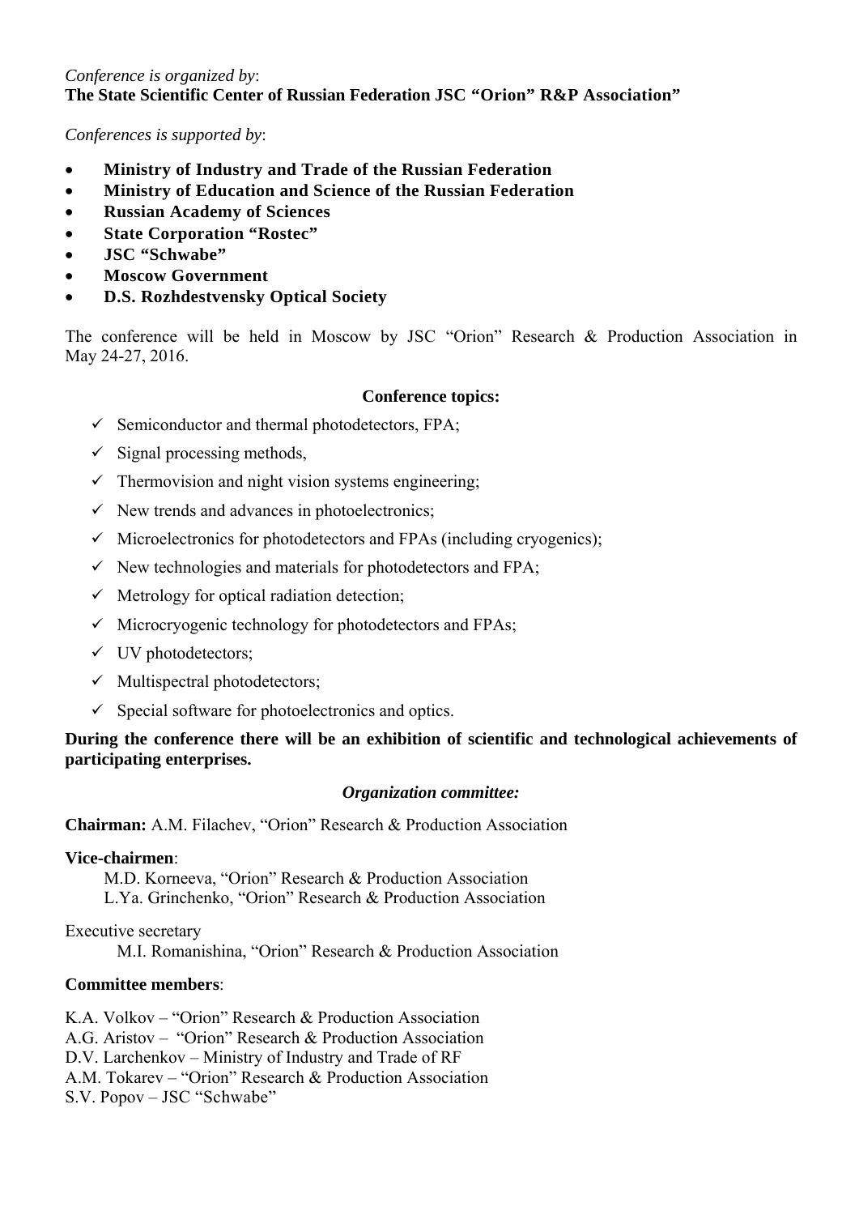*Conference is organized by*:
**The State Scientific Center of Russian Federation JSC “Orion” R&P Association”**

*Conferences is supported by*:

- **Ministry of Industry and Trade of the Russian Federation**
- **Ministry of Education and Science of the Russian Federation**
- **Russian Academy of Sciences**
- **State Corporation “Rostec”**
- **JSC “Schwabe”**
- **Moscow Government**
- **D.S. Rozhdestvensky Optical Society**

The conference will be held in Moscow by JSC “Orion” Research & Production Association in May 24-27, 2016.

**Conference topics:**

- ✓ Semiconductor and thermal photodetectors, FPA;
- ✓ Signal processing methods,
- ✓ Thermovision and night vision systems engineering;
- ✓ New trends and advances in photoelectronics;
- ✓ Microelectronics for photodetectors and FPAs (including cryogenics);
- ✓ New technologies and materials for photodetectors and FPA;
- ✓ Metrology for optical radiation detection;
- ✓ Microcryogenic technology for photodetectors and FPAs;
- ✓ UV photodetectors;
- ✓ Multispectral photodetectors;
- ✓ Special software for photoelectronics and optics.

**During the conference there will be an exhibition of scientific and technological achievements of participating enterprises.**

***Organization committee:***

**Chairman:** A.M. Filachev, “Orion” Research & Production Association

**Vice-chairmen**:
M.D. Korneeva, “Orion” Research & Production Association
L.Ya. Grinchenko, “Orion” Research & Production Association

Executive secretary
M.I. Romanishina, “Orion” Research & Production Association

**Committee members**:

K.A. Volkov – “Orion” Research & Production Association
A.G. Aristov – “Orion” Research & Production Association
D.V. Larchenkov – Ministry of Industry and Trade of RF
A.M. Tokarev – “Orion” Research & Production Association
S.V. Popov – JSC “Schwabe”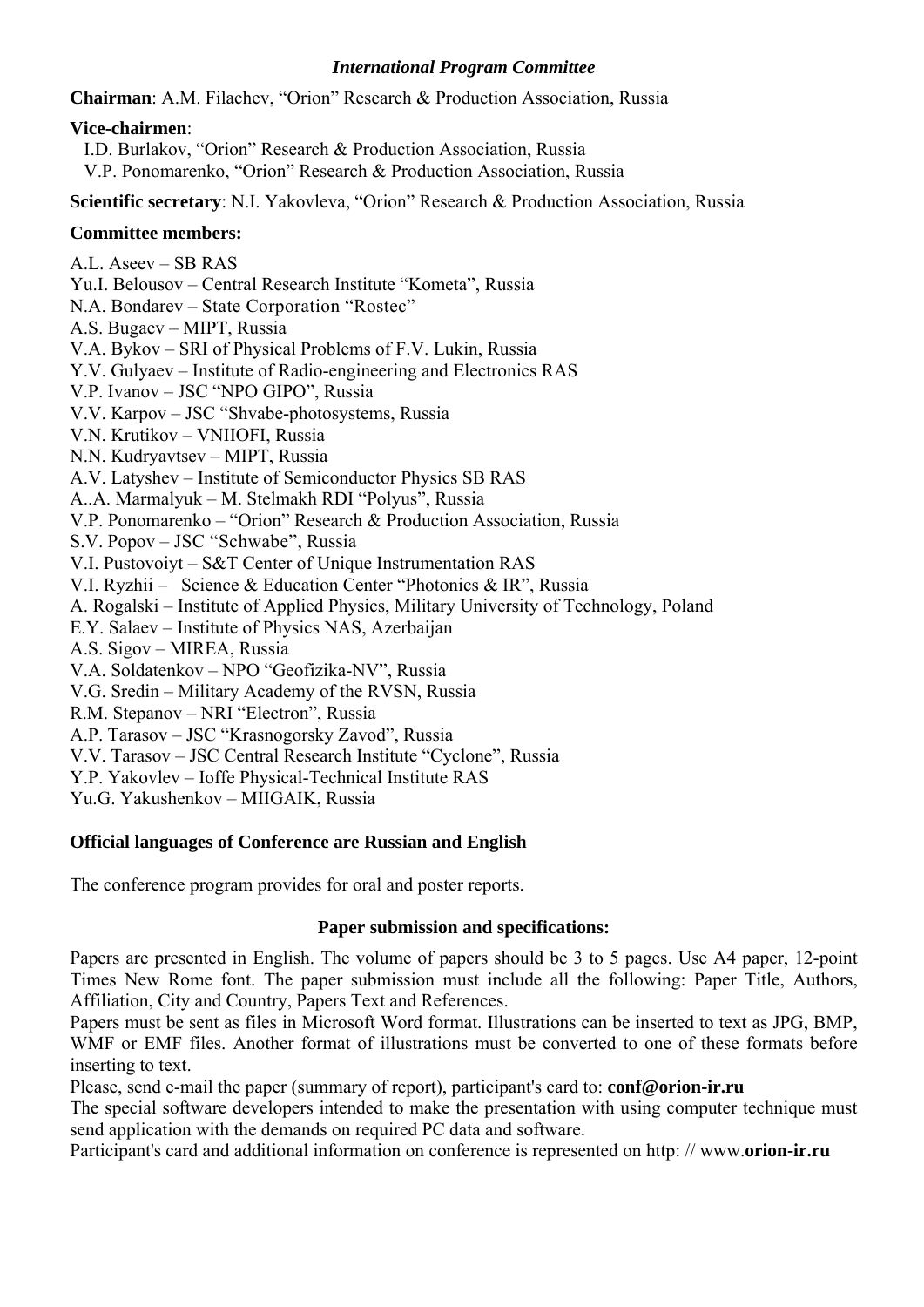### *International Program Committee*

**Chairman**: A.M. Filachev, "Orion" Research & Production Association, Russia

**Vice-chairmen**:

I.D. Burlakov, "Orion" Research & Production Association, Russia
V.P. Ponomarenko, "Orion" Research & Production Association, Russia

**Scientific secretary**: N.I. Yakovleva, "Orion" Research & Production Association, Russia

**Committee members:**

A.L. Aseev – SB RAS
Yu.I. Belousov – Central Research Institute "Kometa", Russia
N.A. Bondarev – State Corporation "Rostec"
A.S. Bugaev – MIPT, Russia
V.A. Bykov – SRI of Physical Problems of F.V. Lukin, Russia
Y.V. Gulyaev – Institute of Radio-engineering and Electronics RAS
V.P. Ivanov – JSC "NPO GIPO", Russia
V.V. Karpov – JSC "Shvabe-photosystems, Russia
V.N. Krutikov – VNIIOFI, Russia
N.N. Kudryavtsev – MIPT, Russia
A.V. Latyshev – Institute of Semiconductor Physics SB RAS
A..A. Marmalyuk – M. Stelmakh RDI "Polyus", Russia
V.P. Ponomarenko – "Orion" Research & Production Association, Russia
S.V. Popov – JSC "Schwabe", Russia
V.I. Pustovoiyt – S&T Center of Unique Instrumentation RAS
V.I. Ryzhii – Science & Education Center "Photonics & IR", Russia
A. Rogalski – Institute of Applied Physics, Military University of Technology, Poland
E.Y. Salaev – Institute of Physics NAS, Azerbaijan
A.S. Sigov – MIREA, Russia
V.A. Soldatenkov – NPO "Geofizika-NV", Russia
V.G. Sredin – Military Academy of the RVSN, Russia
R.M. Stepanov – NRI "Electron", Russia
A.P. Tarasov – JSC "Krasnogorsky Zavod", Russia
V.V. Tarasov – JSC Central Research Institute "Cyclone", Russia
Y.P. Yakovlev – Ioffe Physical-Technical Institute RAS
Yu.G. Yakushenkov – MIIGAIK, Russia

**Official languages of Conference are Russian and English**

The conference program provides for oral and poster reports.

### Paper submission and specifications:

Papers are presented in English. The volume of papers should be 3 to 5 pages. Use A4 paper, 12-point Times New Rome font. The paper submission must include all the following: Paper Title, Authors, Affiliation, City and Country, Papers Text and References.

Papers must be sent as files in Microsoft Word format. Illustrations can be inserted to text as JPG, BMP, WMF or EMF files. Another format of illustrations must be converted to one of these formats before inserting to text.

Please, send e-mail the paper (summary of report), participant's card to: **conf@orion-ir.ru**

The special software developers intended to make the presentation with using computer technique must send application with the demands on required PC data and software.

Participant's card and additional information on conference is represented on http: // www.**orion-ir.ru**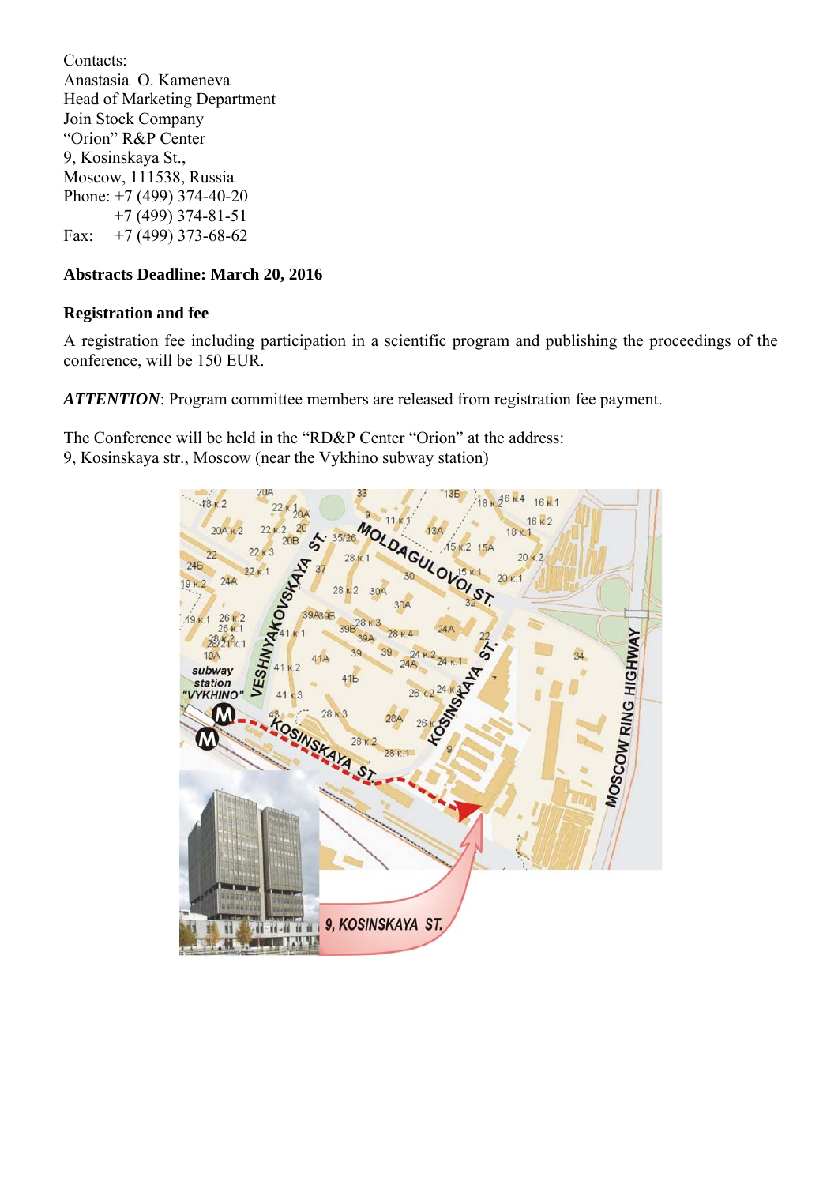Contacts:
Anastasia O. Kameneva
Head of Marketing Department
Join Stock Company
"Orion" R&P Center
9, Kosinskaya St.,
Moscow, 111538, Russia
Phone: +7 (499) 374-40-20
+7 (499) 374-81-51
Fax: +7 (499) 373-68-62

**Abstracts Deadline: March 20, 2016**

**Registration and fee**

A registration fee including participation in a scientific program and publishing the proceedings of the conference, will be 150 EUR.

***ATTENTION***: Program committee members are released from registration fee payment.

The Conference will be held in the "RD&P Center "Orion" at the address:
9, Kosinskaya str., Moscow (near the Vykhino subway station)